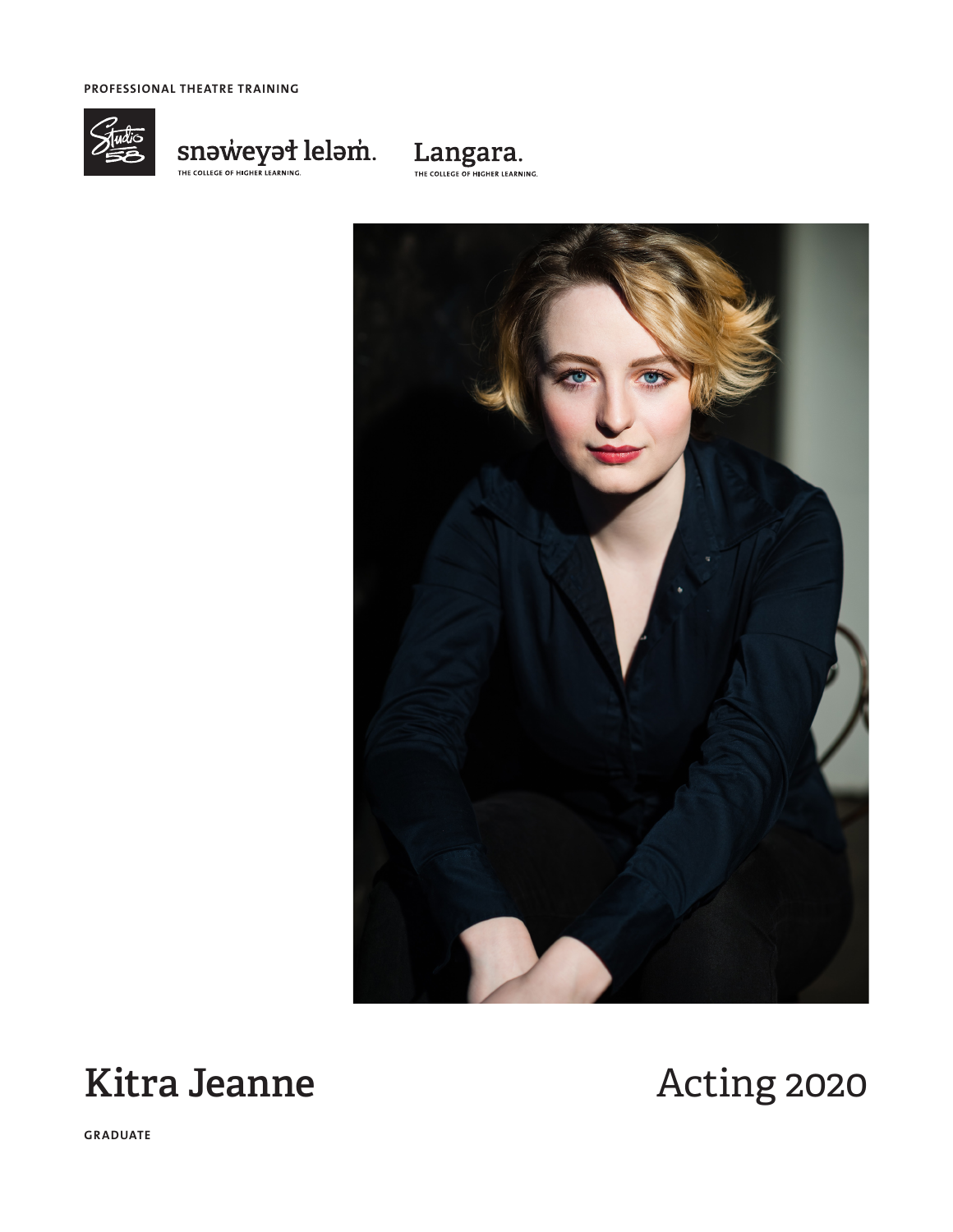PROFESSIONAL THEATRE TRAINING

Studio 58

snəw̓eyəɬ leləm̓.
THE COLLEGE OF HIGHER LEARNING.

Langara.
THE COLLEGE OF HIGHER LEARNING.

# Kitra Jeanne

# Acting 2020

GRADUATE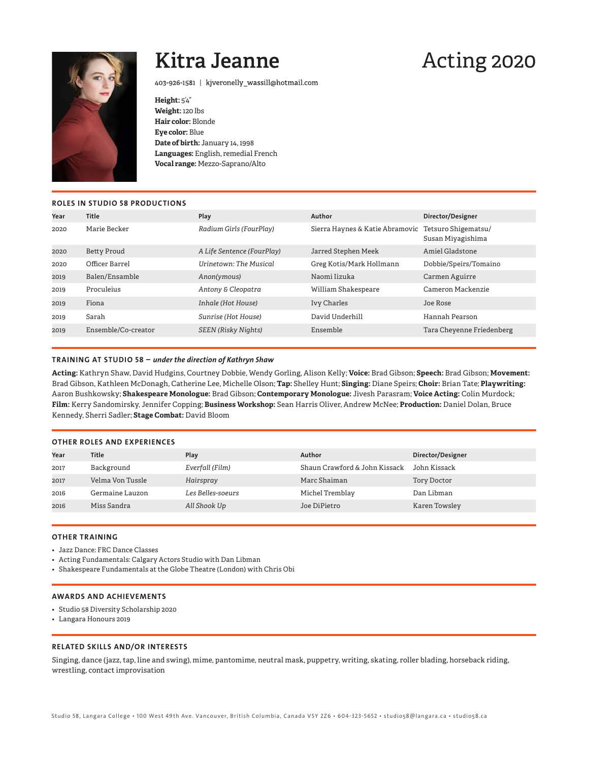# Kitra Jeanne

# Acting 2020

403-926-1581 | kjveronelly_wassill@hotmail.com

**Height:** 5'4"
**Weight:** 120 lbs
**Hair color:** Blonde
**Eye color:** Blue
**Date of birth:** January 14, 1998
**Languages:** English, remedial French
**Vocal range:** Mezzo-Saprano/Alto

## ROLES IN STUDIO 58 PRODUCTIONS

| Year | Title | Play | Author | Director/Designer |
|---|---|---|---|---|
| 2020 | Marie Becker | *Radium Girls (FourPlay)* | Sierra Haynes & Katie Abramovic | Tetsuro Shigematsu/ Susan Miyagishima |
| 2020 | Betty Proud | *A Life Sentence (FourPlay)* | Jarred Stephen Meek | Amiel Gladstone |
| 2020 | Officer Barrel | *Urinetown: The Musical* | Greg Kotis/Mark Hollmann | Dobbie/Speirs/Tomaino |
| 2019 | Balen/Ensamble | *Anon(ymous)* | Naomi Iizuka | Carmen Aguirre |
| 2019 | Proculeius | *Antony & Cleopatra* | William Shakespeare | Cameron Mackenzie |
| 2019 | Fiona | *Inhale (Hot House)* | Ivy Charles | Joe Rose |
| 2019 | Sarah | *Sunrise (Hot House)* | David Underhill | Hannah Pearson |
| 2019 | Ensemble/Co-creator | *SEEN (Risky Nights)* | Ensemble | Tara Cheyenne Friedenberg |

## TRAINING AT STUDIO 58 – *under the direction of Kathryn Shaw*

**Acting:** Kathryn Shaw, David Hudgins, Courtney Dobbie, Wendy Gorling, Alison Kelly; **Voice:** Brad Gibson; **Speech:** Brad Gibson; **Movement:** Brad Gibson, Kathleen McDonagh, Catherine Lee, Michelle Olson; **Tap:** Shelley Hunt; **Singing:** Diane Speirs; **Choir:** Brian Tate; **Playwriting:** Aaron Bushkowsky; **Shakespeare Monologue:** Brad Gibson; **Contemporary Monologue:** Jivesh Parasram; **Voice Acting:** Colin Murdock; **Film:** Kerry Sandomirsky, Jennifer Copping; **Business Workshop:** Sean Harris Oliver, Andrew McNee; **Production:** Daniel Dolan, Bruce Kennedy, Sherri Sadler; **Stage Combat:** David Bloom

## OTHER ROLES AND EXPERIENCES

| Year | Title | Play | Author | Director/Designer |
|---|---|---|---|---|
| 2017 | Background | *Everfall (Film)* | Shaun Crawford & John Kissack | John Kissack |
| 2017 | Velma Von Tussle | *Hairspray* | Marc Shaiman | Tory Doctor |
| 2016 | Germaine Lauzon | *Les Belles-soeurs* | Michel Tremblay | Dan Libman |
| 2016 | Miss Sandra | *All Shook Up* | Joe DiPietro | Karen Towsley |

## OTHER TRAINING

- Jazz Dance: FRC Dance Classes
- Acting Fundamentals: Calgary Actors Studio with Dan Libman
- Shakespeare Fundamentals at the Globe Theatre (London) with Chris Obi

## AWARDS AND ACHIEVEMENTS

- Studio 58 Diversity Scholarship 2020
- Langara Honours 2019

## RELATED SKILLS AND/OR INTERESTS

Singing, dance (jazz, tap, line and swing), mime, pantomime, neutral mask, puppetry, writing, skating, roller blading, horseback riding, wrestling, contact improvisation

Studio 58, Langara College • 100 West 49th Ave. Vancouver, British Columbia, Canada V5Y 2Z6 • 604-323-5652 • studio58@langara.ca • studio58.ca